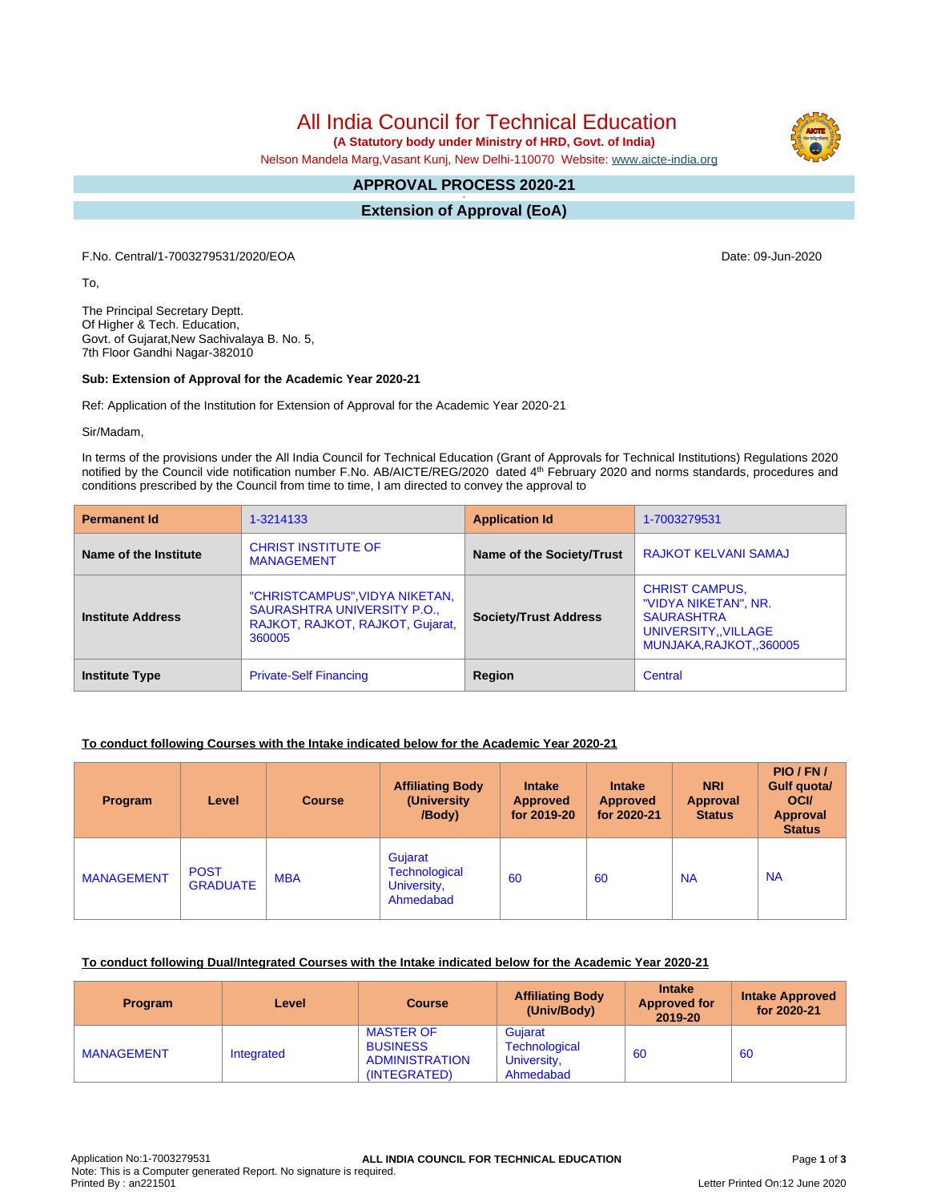# All India Council for Technical Education

**(A Statutory body under Ministry of HRD, Govt. of India)**

Nelson Mandela Marg,Vasant Kunj, New Delhi-110070 Website: www.aicte-india.org

## APPROVAL PROCESS 2020-21

## Extension of Approval (EoA)

F.No. Central/1-7003279531/2020/EOA

Date: 09-Jun-2020

To,

The Principal Secretary Deptt.
Of Higher & Tech. Education,
Govt. of Gujarat,New Sachivalaya B. No. 5,
7th Floor Gandhi Nagar-382010

**Sub: Extension of Approval for the Academic Year 2020-21**

Ref: Application of the Institution for Extension of Approval for the Academic Year 2020-21

Sir/Madam,

In terms of the provisions under the All India Council for Technical Education (Grant of Approvals for Technical Institutions) Regulations 2020 notified by the Council vide notification number F.No. AB/AICTE/REG/2020 dated 4th February 2020 and norms standards, procedures and conditions prescribed by the Council from time to time, I am directed to convey the approval to

| **Permanent Id** | 1-3214133 | **Application Id** | 1-7003279531 |
|---|---|---|---|
| **Name of the Institute** | CHRIST INSTITUTE OF MANAGEMENT | **Name of the Society/Trust** | RAJKOT KELVANI SAMAJ |
| **Institute Address** | "CHRISTCAMPUS",VIDYA NIKETAN, SAURASHTRA UNIVERSITY P.O., RAJKOT, RAJKOT, RAJKOT, Gujarat, 360005 | **Society/Trust Address** | CHRIST CAMPUS, "VIDYA NIKETAN", NR. SAURASHTRA UNIVERSITY,,VILLAGE MUNJAKA,RAJKOT,,360005 |
| **Institute Type** | Private-Self Financing | **Region** | Central |

**To conduct following Courses with the Intake indicated below for the Academic Year 2020-21**

| Program | Level | Course | Affiliating Body (University /Body) | Intake Approved for 2019-20 | Intake Approved for 2020-21 | NRI Approval Status | PIO / FN / Gulf quota/ OCI/ Approval Status |
|---|---|---|---|---|---|---|---|
| MANAGEMENT | POST GRADUATE | MBA | Gujarat Technological University, Ahmedabad | 60 | 60 | NA | NA |

**To conduct following Dual/Integrated Courses with the Intake indicated below for the Academic Year 2020-21**

| Program | Level | Course | Affiliating Body (Univ/Body) | Intake Approved for 2019-20 | Intake Approved for 2020-21 |
|---|---|---|---|---|---|
| MANAGEMENT | Integrated | MASTER OF BUSINESS ADMINISTRATION (INTEGRATED) | Gujarat Technological University, Ahmedabad | 60 | 60 |

Application No:1-7003279531
Note: This is a Computer generated Report. No signature is required.
Printed By : an221501

Letter Printed On:12 June 2020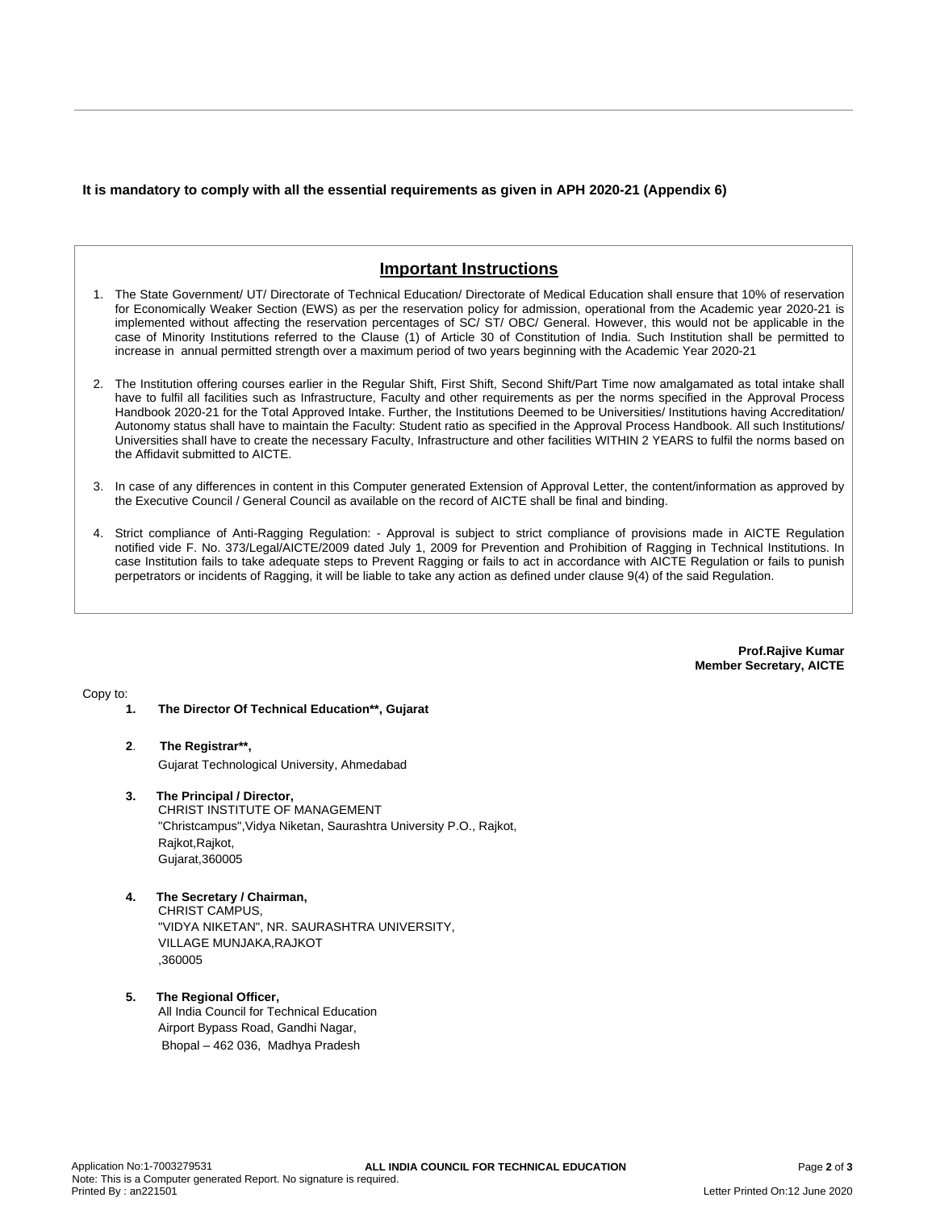**It is mandatory to comply with all the essential requirements as given in APH 2020-21 (Appendix 6)**

## Important Instructions

1. The State Government/ UT/ Directorate of Technical Education/ Directorate of Medical Education shall ensure that 10% of reservation for Economically Weaker Section (EWS) as per the reservation policy for admission, operational from the Academic year 2020-21 is implemented without affecting the reservation percentages of SC/ ST/ OBC/ General. However, this would not be applicable in the case of Minority Institutions referred to the Clause (1) of Article 30 of Constitution of India. Such Institution shall be permitted to increase in annual permitted strength over a maximum period of two years beginning with the Academic Year 2020-21

2. The Institution offering courses earlier in the Regular Shift, First Shift, Second Shift/Part Time now amalgamated as total intake shall have to fulfil all facilities such as Infrastructure, Faculty and other requirements as per the norms specified in the Approval Process Handbook 2020-21 for the Total Approved Intake. Further, the Institutions Deemed to be Universities/ Institutions having Accreditation/ Autonomy status shall have to maintain the Faculty: Student ratio as specified in the Approval Process Handbook. All such Institutions/ Universities shall have to create the necessary Faculty, Infrastructure and other facilities WITHIN 2 YEARS to fulfil the norms based on the Affidavit submitted to AICTE.

3. In case of any differences in content in this Computer generated Extension of Approval Letter, the content/information as approved by the Executive Council / General Council as available on the record of AICTE shall be final and binding.

4. Strict compliance of Anti-Ragging Regulation: - Approval is subject to strict compliance of provisions made in AICTE Regulation notified vide F. No. 373/Legal/AICTE/2009 dated July 1, 2009 for Prevention and Prohibition of Ragging in Technical Institutions. In case Institution fails to take adequate steps to Prevent Ragging or fails to act in accordance with AICTE Regulation or fails to punish perpetrators or incidents of Ragging, it will be liable to take any action as defined under clause 9(4) of the said Regulation.

**Prof.Rajive Kumar**
**Member Secretary, AICTE**

Copy to:

1. **The Director Of Technical Education**, Gujarat**

2. **The Registrar**,**
   Gujarat Technological University, Ahmedabad

3. **The Principal / Director,**
   CHRIST INSTITUTE OF MANAGEMENT
   "Christcampus",Vidya Niketan, Saurashtra University P.O., Rajkot,
   Rajkot,Rajkot,
   Gujarat,360005

4. **The Secretary / Chairman,**
   CHRIST CAMPUS,
   "VIDYA NIKETAN", NR. SAURASHTRA UNIVERSITY,
   VILLAGE MUNJAKA,RAJKOT
   ,360005

5. **The Regional Officer,**
   All India Council for Technical Education
   Airport Bypass Road, Gandhi Nagar,
   Bhopal – 462 036, Madhya Pradesh

Application No:1-7003279531
Note: This is a Computer generated Report. No signature is required.
Printed By : an221501
Letter Printed On:12 June 2020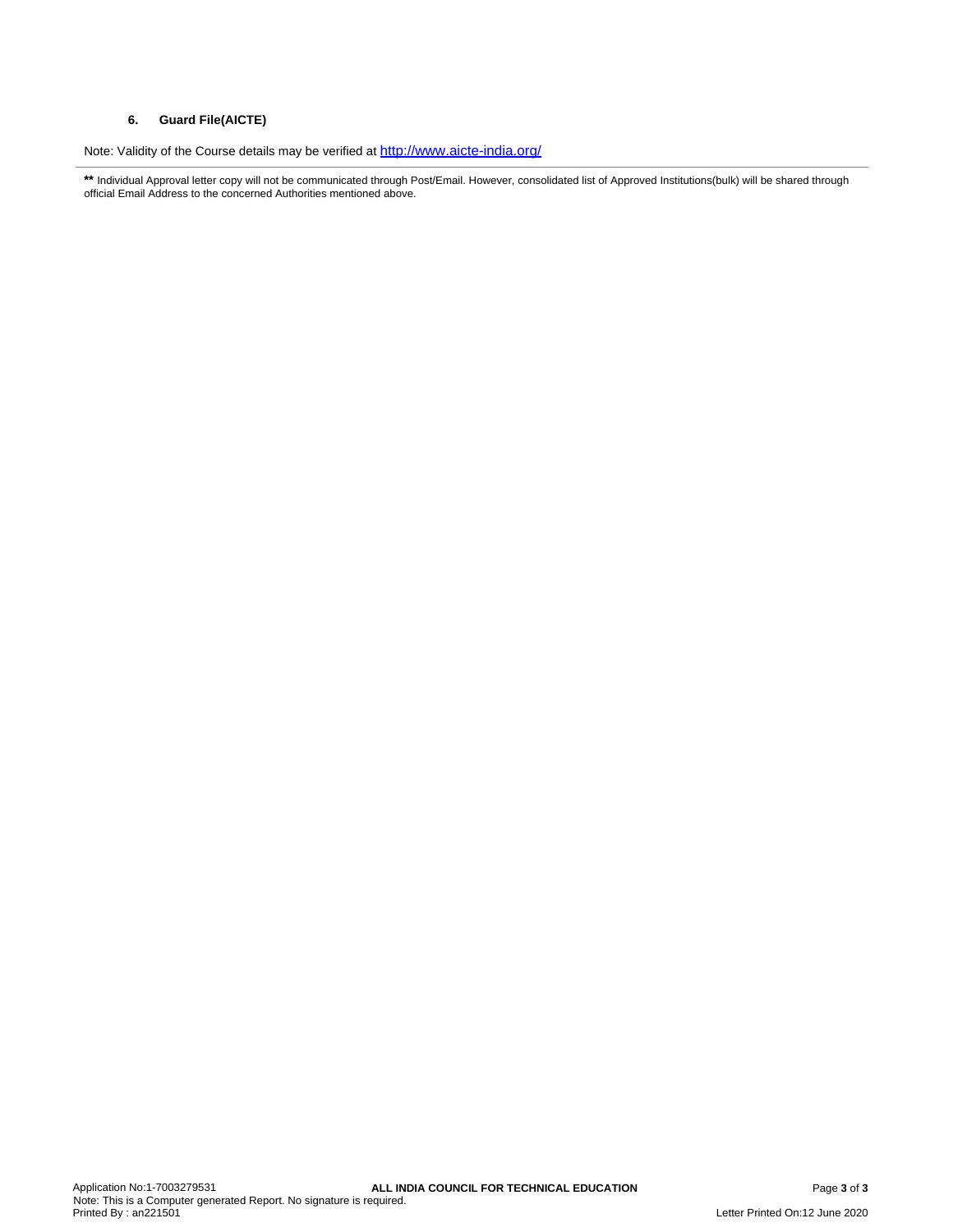6. **Guard File(AICTE)**

Note: Validity of the Course details may be verified at http://www.aicte-india.org/

---

**\*\*** Individual Approval letter copy will not be communicated through Post/Email. However, consolidated list of Approved Institutions(bulk) will be shared through official Email Address to the concerned Authorities mentioned above.